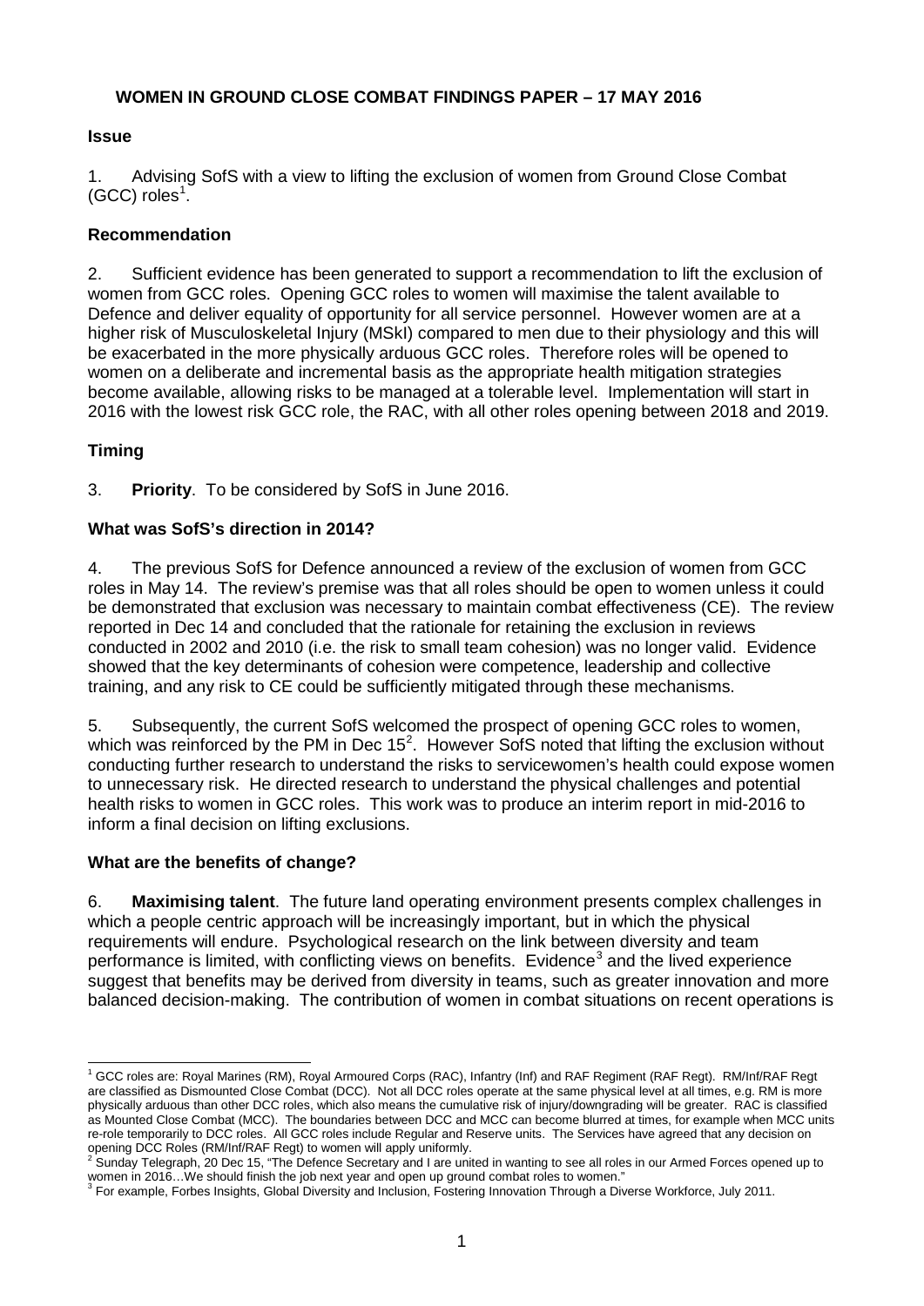# WOMEN IN GROUND CLOSE COMBAT FINDINGS PAPER – 17 MAY 2016

## Issue

1. Advising SofS with a view to lifting the exclusion of women from Ground Close Combat (GCC) roles[1].

## Recommendation

2. Sufficient evidence has been generated to support a recommendation to lift the exclusion of women from GCC roles. Opening GCC roles to women will maximise the talent available to Defence and deliver equality of opportunity for all service personnel. However women are at a higher risk of Musculoskeletal Injury (MSkI) compared to men due to their physiology and this will be exacerbated in the more physically arduous GCC roles. Therefore roles will be opened to women on a deliberate and incremental basis as the appropriate health mitigation strategies become available, allowing risks to be managed at a tolerable level. Implementation will start in 2016 with the lowest risk GCC role, the RAC, with all other roles opening between 2018 and 2019.

## Timing

3. **Priority**. To be considered by SofS in June 2016.

## What was SofS's direction in 2014?

4. The previous SofS for Defence announced a review of the exclusion of women from GCC roles in May 14. The review's premise was that all roles should be open to women unless it could be demonstrated that exclusion was necessary to maintain combat effectiveness (CE). The review reported in Dec 14 and concluded that the rationale for retaining the exclusion in reviews conducted in 2002 and 2010 (i.e. the risk to small team cohesion) was no longer valid. Evidence showed that the key determinants of cohesion were competence, leadership and collective training, and any risk to CE could be sufficiently mitigated through these mechanisms.

5. Subsequently, the current SofS welcomed the prospect of opening GCC roles to women, which was reinforced by the PM in Dec 15[2]. However SofS noted that lifting the exclusion without conducting further research to understand the risks to servicewomen's health could expose women to unnecessary risk. He directed research to understand the physical challenges and potential health risks to women in GCC roles. This work was to produce an interim report in mid-2016 to inform a final decision on lifting exclusions.

## What are the benefits of change?

6. **Maximising talent**. The future land operating environment presents complex challenges in which a people centric approach will be increasingly important, but in which the physical requirements will endure. Psychological research on the link between diversity and team performance is limited, with conflicting views on benefits. Evidence[3] and the lived experience suggest that benefits may be derived from diversity in teams, such as greater innovation and more balanced decision-making. The contribution of women in combat situations on recent operations is

---

[1] GCC roles are: Royal Marines (RM), Royal Armoured Corps (RAC), Infantry (Inf) and RAF Regiment (RAF Regt). RM/Inf/RAF Regt are classified as Dismounted Close Combat (DCC). Not all DCC roles operate at the same physical level at all times, e.g. RM is more physically arduous than other DCC roles, which also means the cumulative risk of injury/downgrading will be greater. RAC is classified as Mounted Close Combat (MCC). The boundaries between DCC and MCC can become blurred at times, for example when MCC units re-role temporarily to DCC roles. All GCC roles include Regular and Reserve units. The Services have agreed that any decision on opening DCC Roles (RM/Inf/RAF Regt) to women will apply uniformly.

[2] Sunday Telegraph, 20 Dec 15, "The Defence Secretary and I are united in wanting to see all roles in our Armed Forces opened up to women in 2016…We should finish the job next year and open up ground combat roles to women."

[3] For example, Forbes Insights, Global Diversity and Inclusion, Fostering Innovation Through a Diverse Workforce, July 2011.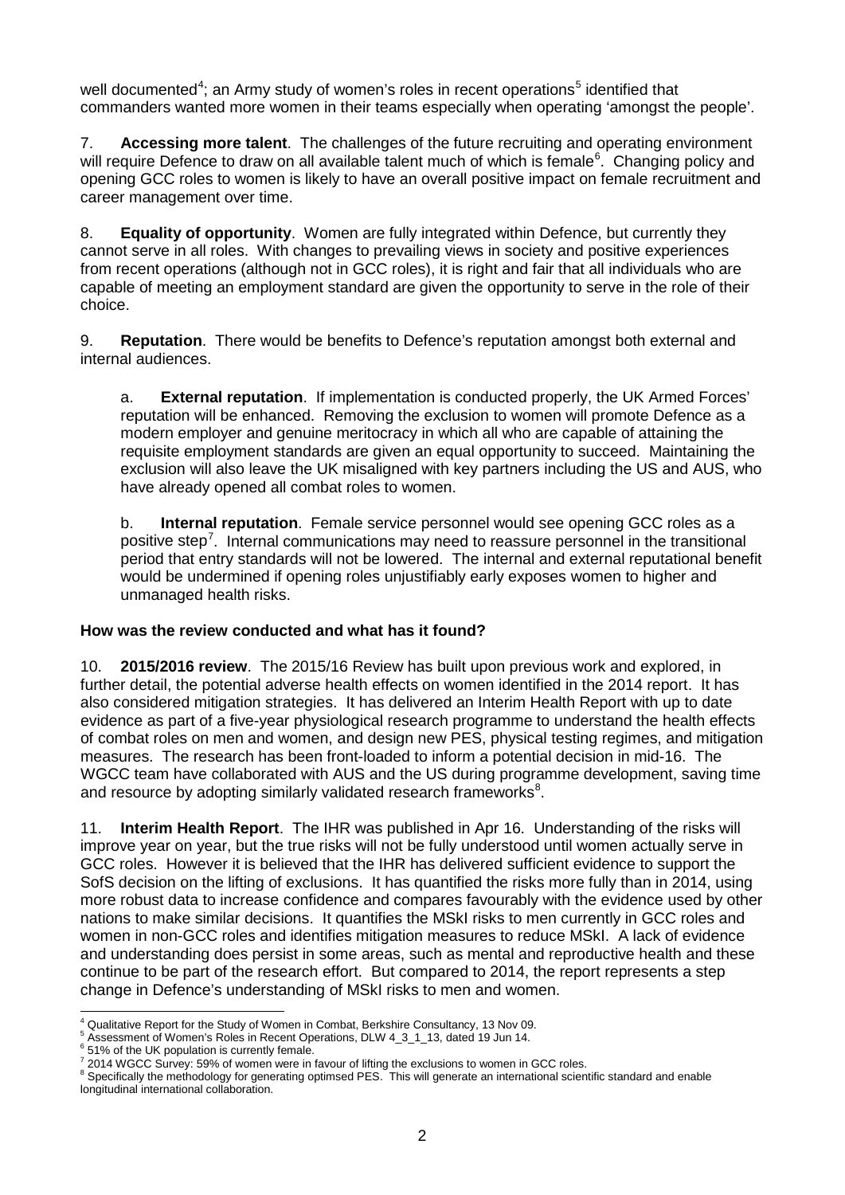well documented[4]; an Army study of women's roles in recent operations[5] identified that commanders wanted more women in their teams especially when operating 'amongst the people'.

7. **Accessing more talent**. The challenges of the future recruiting and operating environment will require Defence to draw on all available talent much of which is female[6]. Changing policy and opening GCC roles to women is likely to have an overall positive impact on female recruitment and career management over time.

8. **Equality of opportunity**. Women are fully integrated within Defence, but currently they cannot serve in all roles. With changes to prevailing views in society and positive experiences from recent operations (although not in GCC roles), it is right and fair that all individuals who are capable of meeting an employment standard are given the opportunity to serve in the role of their choice.

9. **Reputation**. There would be benefits to Defence's reputation amongst both external and internal audiences.

a. **External reputation**. If implementation is conducted properly, the UK Armed Forces' reputation will be enhanced. Removing the exclusion to women will promote Defence as a modern employer and genuine meritocracy in which all who are capable of attaining the requisite employment standards are given an equal opportunity to succeed. Maintaining the exclusion will also leave the UK misaligned with key partners including the US and AUS, who have already opened all combat roles to women.

b. **Internal reputation**. Female service personnel would see opening GCC roles as a positive step[7]. Internal communications may need to reassure personnel in the transitional period that entry standards will not be lowered. The internal and external reputational benefit would be undermined if opening roles unjustifiably early exposes women to higher and unmanaged health risks.

**How was the review conducted and what has it found?**

10. **2015/2016 review**. The 2015/16 Review has built upon previous work and explored, in further detail, the potential adverse health effects on women identified in the 2014 report. It has also considered mitigation strategies. It has delivered an Interim Health Report with up to date evidence as part of a five-year physiological research programme to understand the health effects of combat roles on men and women, and design new PES, physical testing regimes, and mitigation measures. The research has been front-loaded to inform a potential decision in mid-16. The WGCC team have collaborated with AUS and the US during programme development, saving time and resource by adopting similarly validated research frameworks[8].

11. **Interim Health Report**. The IHR was published in Apr 16. Understanding of the risks will improve year on year, but the true risks will not be fully understood until women actually serve in GCC roles. However it is believed that the IHR has delivered sufficient evidence to support the SofS decision on the lifting of exclusions. It has quantified the risks more fully than in 2014, using more robust data to increase confidence and compares favourably with the evidence used by other nations to make similar decisions. It quantifies the MSkI risks to men currently in GCC roles and women in non-GCC roles and identifies mitigation measures to reduce MSkI. A lack of evidence and understanding does persist in some areas, such as mental and reproductive health and these continue to be part of the research effort. But compared to 2014, the report represents a step change in Defence's understanding of MSkI risks to men and women.

---

[4] Qualitative Report for the Study of Women in Combat, Berkshire Consultancy, 13 Nov 09.
[5] Assessment of Women's Roles in Recent Operations, DLW 4_3_1_13, dated 19 Jun 14.
[6] 51% of the UK population is currently female.
[7] 2014 WGCC Survey: 59% of women were in favour of lifting the exclusions to women in GCC roles.
[8] Specifically the methodology for generating optimsed PES. This will generate an international scientific standard and enable longitudinal international collaboration.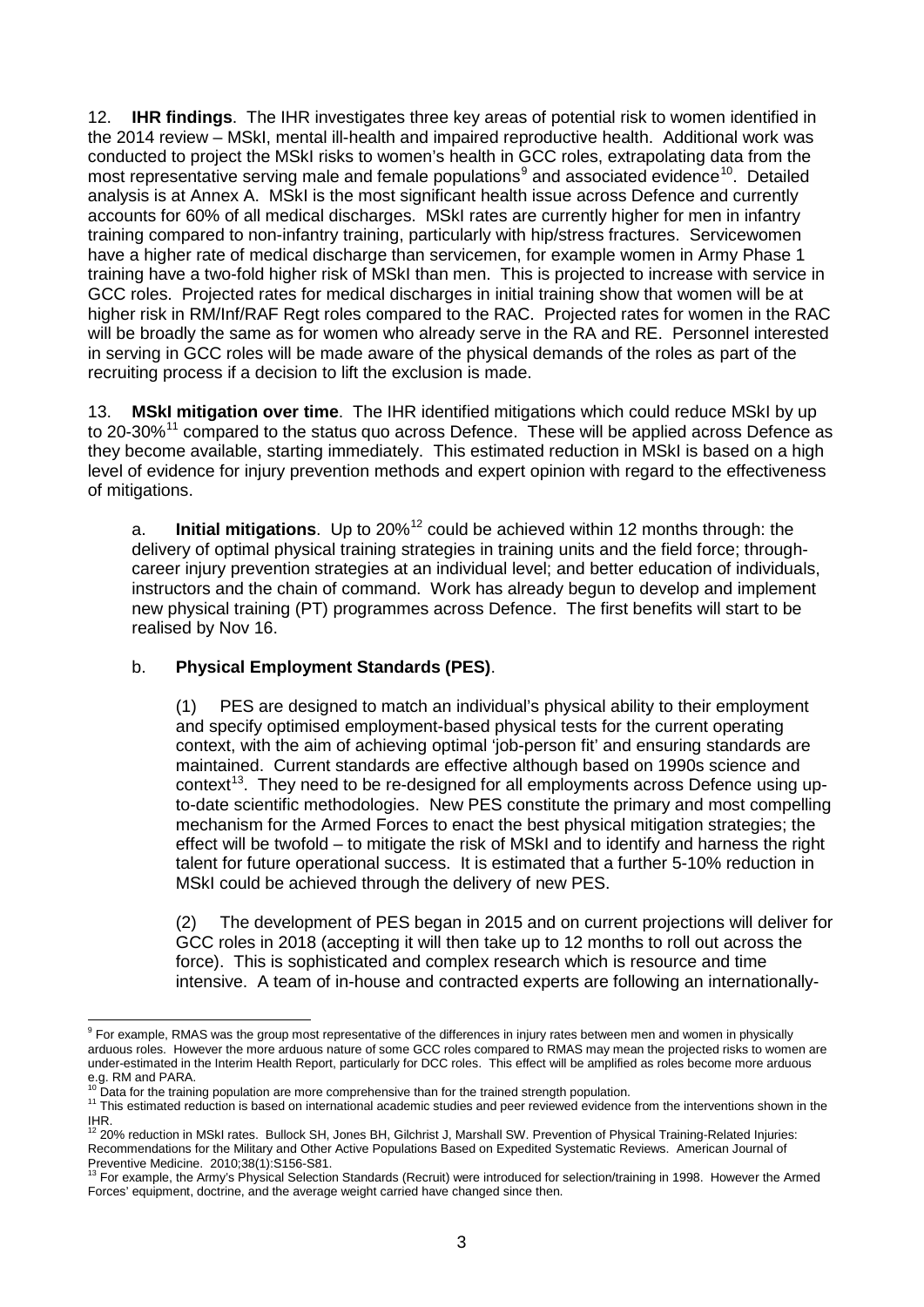12. **IHR findings**. The IHR investigates three key areas of potential risk to women identified in the 2014 review – MSkI, mental ill-health and impaired reproductive health. Additional work was conducted to project the MSkI risks to women's health in GCC roles, extrapolating data from the most representative serving male and female populations[9] and associated evidence[10]. Detailed analysis is at Annex A. MSkI is the most significant health issue across Defence and currently accounts for 60% of all medical discharges. MSkI rates are currently higher for men in infantry training compared to non-infantry training, particularly with hip/stress fractures. Servicewomen have a higher rate of medical discharge than servicemen, for example women in Army Phase 1 training have a two-fold higher risk of MSkI than men. This is projected to increase with service in GCC roles. Projected rates for medical discharges in initial training show that women will be at higher risk in RM/Inf/RAF Regt roles compared to the RAC. Projected rates for women in the RAC will be broadly the same as for women who already serve in the RA and RE. Personnel interested in serving in GCC roles will be made aware of the physical demands of the roles as part of the recruiting process if a decision to lift the exclusion is made.

13. **MSkI mitigation over time**. The IHR identified mitigations which could reduce MSkI by up to 20-30%[11] compared to the status quo across Defence. These will be applied across Defence as they become available, starting immediately. This estimated reduction in MSkI is based on a high level of evidence for injury prevention methods and expert opinion with regard to the effectiveness of mitigations.

a. **Initial mitigations**. Up to 20%[12] could be achieved within 12 months through: the delivery of optimal physical training strategies in training units and the field force; through-career injury prevention strategies at an individual level; and better education of individuals, instructors and the chain of command. Work has already begun to develop and implement new physical training (PT) programmes across Defence. The first benefits will start to be realised by Nov 16.

b. **Physical Employment Standards (PES)**.

(1) PES are designed to match an individual's physical ability to their employment and specify optimised employment-based physical tests for the current operating context, with the aim of achieving optimal 'job-person fit' and ensuring standards are maintained. Current standards are effective although based on 1990s science and context[13]. They need to be re-designed for all employments across Defence using up-to-date scientific methodologies. New PES constitute the primary and most compelling mechanism for the Armed Forces to enact the best physical mitigation strategies; the effect will be twofold – to mitigate the risk of MSkI and to identify and harness the right talent for future operational success. It is estimated that a further 5-10% reduction in MSkI could be achieved through the delivery of new PES.

(2) The development of PES began in 2015 and on current projections will deliver for GCC roles in 2018 (accepting it will then take up to 12 months to roll out across the force). This is sophisticated and complex research which is resource and time intensive. A team of in-house and contracted experts are following an internationally-

---

[9] For example, RMAS was the group most representative of the differences in injury rates between men and women in physically arduous roles. However the more arduous nature of some GCC roles compared to RMAS may mean the projected risks to women are under-estimated in the Interim Health Report, particularly for DCC roles. This effect will be amplified as roles become more arduous e.g. RM and PARA.

[10] Data for the training population are more comprehensive than for the trained strength population.

[11] This estimated reduction is based on international academic studies and peer reviewed evidence from the interventions shown in the IHR.

[12] 20% reduction in MSkI rates. Bullock SH, Jones BH, Gilchrist J, Marshall SW. Prevention of Physical Training-Related Injuries: Recommendations for the Military and Other Active Populations Based on Expedited Systematic Reviews. American Journal of Preventive Medicine. 2010;38(1):S156-S81.

[13] For example, the Army's Physical Selection Standards (Recruit) were introduced for selection/training in 1998. However the Armed Forces' equipment, doctrine, and the average weight carried have changed since then.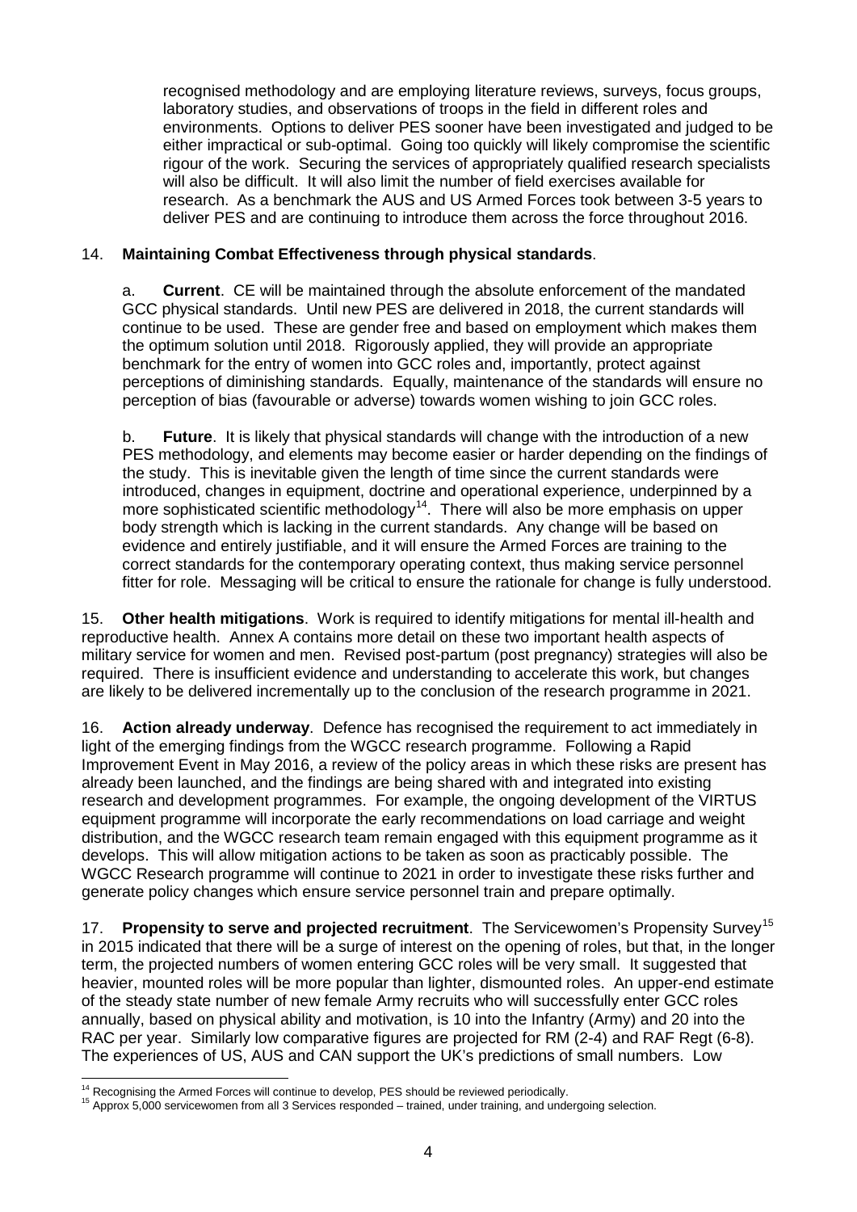recognised methodology and are employing literature reviews, surveys, focus groups, laboratory studies, and observations of troops in the field in different roles and environments. Options to deliver PES sooner have been investigated and judged to be either impractical or sub-optimal. Going too quickly will likely compromise the scientific rigour of the work. Securing the services of appropriately qualified research specialists will also be difficult. It will also limit the number of field exercises available for research. As a benchmark the AUS and US Armed Forces took between 3-5 years to deliver PES and are continuing to introduce them across the force throughout 2016.

14. **Maintaining Combat Effectiveness through physical standards**.

a. **Current**. CE will be maintained through the absolute enforcement of the mandated GCC physical standards. Until new PES are delivered in 2018, the current standards will continue to be used. These are gender free and based on employment which makes them the optimum solution until 2018. Rigorously applied, they will provide an appropriate benchmark for the entry of women into GCC roles and, importantly, protect against perceptions of diminishing standards. Equally, maintenance of the standards will ensure no perception of bias (favourable or adverse) towards women wishing to join GCC roles.

b. **Future**. It is likely that physical standards will change with the introduction of a new PES methodology, and elements may become easier or harder depending on the findings of the study. This is inevitable given the length of time since the current standards were introduced, changes in equipment, doctrine and operational experience, underpinned by a more sophisticated scientific methodology[14]. There will also be more emphasis on upper body strength which is lacking in the current standards. Any change will be based on evidence and entirely justifiable, and it will ensure the Armed Forces are training to the correct standards for the contemporary operating context, thus making service personnel fitter for role. Messaging will be critical to ensure the rationale for change is fully understood.

15. **Other health mitigations**. Work is required to identify mitigations for mental ill-health and reproductive health. Annex A contains more detail on these two important health aspects of military service for women and men. Revised post-partum (post pregnancy) strategies will also be required. There is insufficient evidence and understanding to accelerate this work, but changes are likely to be delivered incrementally up to the conclusion of the research programme in 2021.

16. **Action already underway**. Defence has recognised the requirement to act immediately in light of the emerging findings from the WGCC research programme. Following a Rapid Improvement Event in May 2016, a review of the policy areas in which these risks are present has already been launched, and the findings are being shared with and integrated into existing research and development programmes. For example, the ongoing development of the VIRTUS equipment programme will incorporate the early recommendations on load carriage and weight distribution, and the WGCC research team remain engaged with this equipment programme as it develops. This will allow mitigation actions to be taken as soon as practicably possible. The WGCC Research programme will continue to 2021 in order to investigate these risks further and generate policy changes which ensure service personnel train and prepare optimally.

17. **Propensity to serve and projected recruitment**. The Servicewomen's Propensity Survey[15] in 2015 indicated that there will be a surge of interest on the opening of roles, but that, in the longer term, the projected numbers of women entering GCC roles will be very small. It suggested that heavier, mounted roles will be more popular than lighter, dismounted roles. An upper-end estimate of the steady state number of new female Army recruits who will successfully enter GCC roles annually, based on physical ability and motivation, is 10 into the Infantry (Army) and 20 into the RAC per year. Similarly low comparative figures are projected for RM (2-4) and RAF Regt (6-8). The experiences of US, AUS and CAN support the UK's predictions of small numbers. Low

[14] Recognising the Armed Forces will continue to develop, PES should be reviewed periodically.

[15] Approx 5,000 servicewomen from all 3 Services responded – trained, under training, and undergoing selection.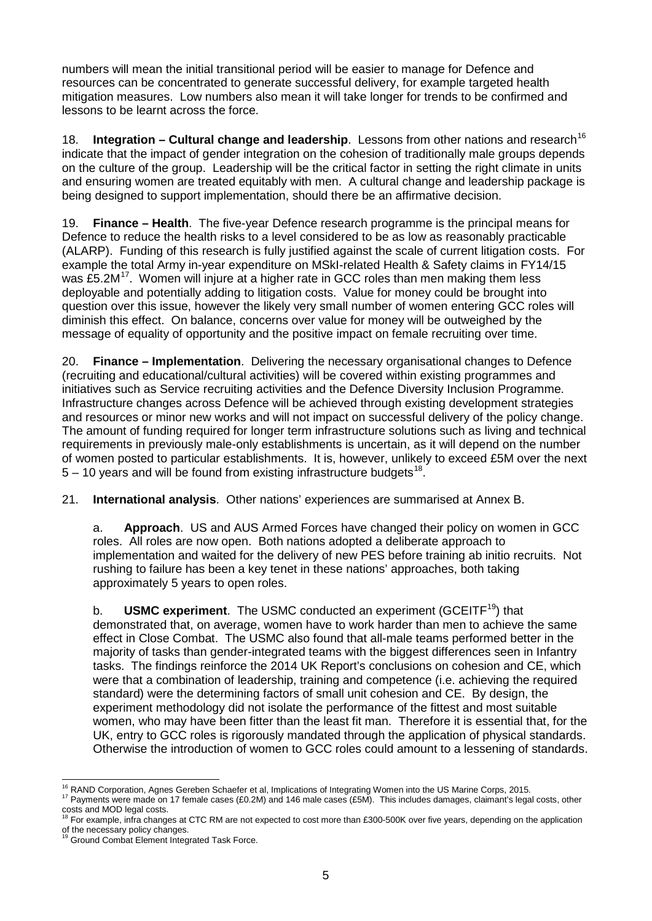numbers will mean the initial transitional period will be easier to manage for Defence and resources can be concentrated to generate successful delivery, for example targeted health mitigation measures. Low numbers also mean it will take longer for trends to be confirmed and lessons to be learnt across the force.

18. **Integration – Cultural change and leadership**. Lessons from other nations and research[16] indicate that the impact of gender integration on the cohesion of traditionally male groups depends on the culture of the group. Leadership will be the critical factor in setting the right climate in units and ensuring women are treated equitably with men. A cultural change and leadership package is being designed to support implementation, should there be an affirmative decision.

19. **Finance – Health**. The five-year Defence research programme is the principal means for Defence to reduce the health risks to a level considered to be as low as reasonably practicable (ALARP). Funding of this research is fully justified against the scale of current litigation costs. For example the total Army in-year expenditure on MSkI-related Health & Safety claims in FY14/15 was £5.2M[17]. Women will injure at a higher rate in GCC roles than men making them less deployable and potentially adding to litigation costs. Value for money could be brought into question over this issue, however the likely very small number of women entering GCC roles will diminish this effect. On balance, concerns over value for money will be outweighed by the message of equality of opportunity and the positive impact on female recruiting over time.

20. **Finance – Implementation**. Delivering the necessary organisational changes to Defence (recruiting and educational/cultural activities) will be covered within existing programmes and initiatives such as Service recruiting activities and the Defence Diversity Inclusion Programme. Infrastructure changes across Defence will be achieved through existing development strategies and resources or minor new works and will not impact on successful delivery of the policy change. The amount of funding required for longer term infrastructure solutions such as living and technical requirements in previously male-only establishments is uncertain, as it will depend on the number of women posted to particular establishments. It is, however, unlikely to exceed £5M over the next 5 – 10 years and will be found from existing infrastructure budgets[18].

21. **International analysis**. Other nations' experiences are summarised at Annex B.

a. **Approach**. US and AUS Armed Forces have changed their policy on women in GCC roles. All roles are now open. Both nations adopted a deliberate approach to implementation and waited for the delivery of new PES before training ab initio recruits. Not rushing to failure has been a key tenet in these nations' approaches, both taking approximately 5 years to open roles.

b. **USMC experiment**. The USMC conducted an experiment (GCEITF[19]) that demonstrated that, on average, women have to work harder than men to achieve the same effect in Close Combat. The USMC also found that all-male teams performed better in the majority of tasks than gender-integrated teams with the biggest differences seen in Infantry tasks. The findings reinforce the 2014 UK Report's conclusions on cohesion and CE, which were that a combination of leadership, training and competence (i.e. achieving the required standard) were the determining factors of small unit cohesion and CE. By design, the experiment methodology did not isolate the performance of the fittest and most suitable women, who may have been fitter than the least fit man. Therefore it is essential that, for the UK, entry to GCC roles is rigorously mandated through the application of physical standards. Otherwise the introduction of women to GCC roles could amount to a lessening of standards.

---

[16] RAND Corporation, Agnes Gereben Schaefer et al, Implications of Integrating Women into the US Marine Corps, 2015.

[17] Payments were made on 17 female cases (£0.2M) and 146 male cases (£5M). This includes damages, claimant's legal costs, other costs and MOD legal costs.

[18] For example, infra changes at CTC RM are not expected to cost more than £300-500K over five years, depending on the application of the necessary policy changes.

[19] Ground Combat Element Integrated Task Force.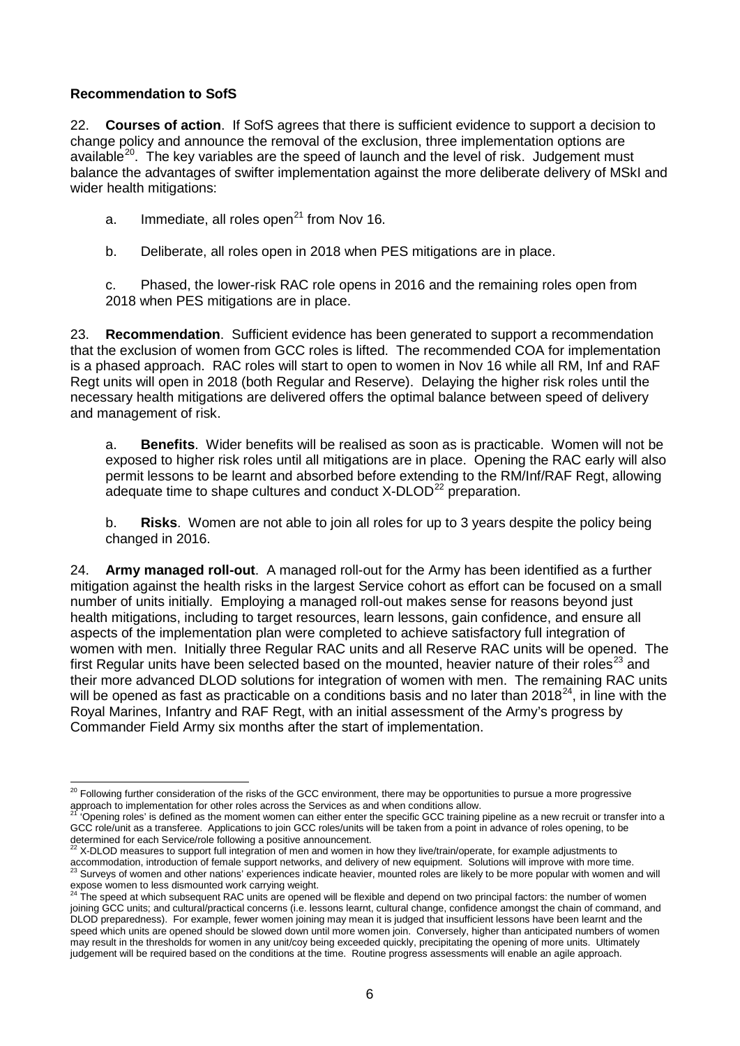**Recommendation to SofS**

22. **Courses of action**. If SofS agrees that there is sufficient evidence to support a decision to change policy and announce the removal of the exclusion, three implementation options are available[20]. The key variables are the speed of launch and the level of risk. Judgement must balance the advantages of swifter implementation against the more deliberate delivery of MSkI and wider health mitigations:

a. Immediate, all roles open[21] from Nov 16.

b. Deliberate, all roles open in 2018 when PES mitigations are in place.

c. Phased, the lower-risk RAC role opens in 2016 and the remaining roles open from 2018 when PES mitigations are in place.

23. **Recommendation**. Sufficient evidence has been generated to support a recommendation that the exclusion of women from GCC roles is lifted. The recommended COA for implementation is a phased approach. RAC roles will start to open to women in Nov 16 while all RM, Inf and RAF Regt units will open in 2018 (both Regular and Reserve). Delaying the higher risk roles until the necessary health mitigations are delivered offers the optimal balance between speed of delivery and management of risk.

a. **Benefits**. Wider benefits will be realised as soon as is practicable. Women will not be exposed to higher risk roles until all mitigations are in place. Opening the RAC early will also permit lessons to be learnt and absorbed before extending to the RM/Inf/RAF Regt, allowing adequate time to shape cultures and conduct X-DLOD[22] preparation.

b. **Risks**. Women are not able to join all roles for up to 3 years despite the policy being changed in 2016.

24. **Army managed roll-out**. A managed roll-out for the Army has been identified as a further mitigation against the health risks in the largest Service cohort as effort can be focused on a small number of units initially. Employing a managed roll-out makes sense for reasons beyond just health mitigations, including to target resources, learn lessons, gain confidence, and ensure all aspects of the implementation plan were completed to achieve satisfactory full integration of women with men. Initially three Regular RAC units and all Reserve RAC units will be opened. The first Regular units have been selected based on the mounted, heavier nature of their roles[23] and their more advanced DLOD solutions for integration of women with men. The remaining RAC units will be opened as fast as practicable on a conditions basis and no later than 2018[24], in line with the Royal Marines, Infantry and RAF Regt, with an initial assessment of the Army's progress by Commander Field Army six months after the start of implementation.

---

[20] Following further consideration of the risks of the GCC environment, there may be opportunities to pursue a more progressive approach to implementation for other roles across the Services as and when conditions allow.

[21] 'Opening roles' is defined as the moment women can either enter the specific GCC training pipeline as a new recruit or transfer into a GCC role/unit as a transferee. Applications to join GCC roles/units will be taken from a point in advance of roles opening, to be determined for each Service/role following a positive announcement.

[22] X-DLOD measures to support full integration of men and women in how they live/train/operate, for example adjustments to accommodation, introduction of female support networks, and delivery of new equipment. Solutions will improve with more time.

[23] Surveys of women and other nations' experiences indicate heavier, mounted roles are likely to be more popular with women and will expose women to less dismounted work carrying weight.

[24] The speed at which subsequent RAC units are opened will be flexible and depend on two principal factors: the number of women joining GCC units; and cultural/practical concerns (i.e. lessons learnt, cultural change, confidence amongst the chain of command, and DLOD preparedness). For example, fewer women joining may mean it is judged that insufficient lessons have been learnt and the speed which units are opened should be slowed down until more women join. Conversely, higher than anticipated numbers of women may result in the thresholds for women in any unit/coy being exceeded quickly, precipitating the opening of more units. Ultimately judgement will be required based on the conditions at the time. Routine progress assessments will enable an agile approach.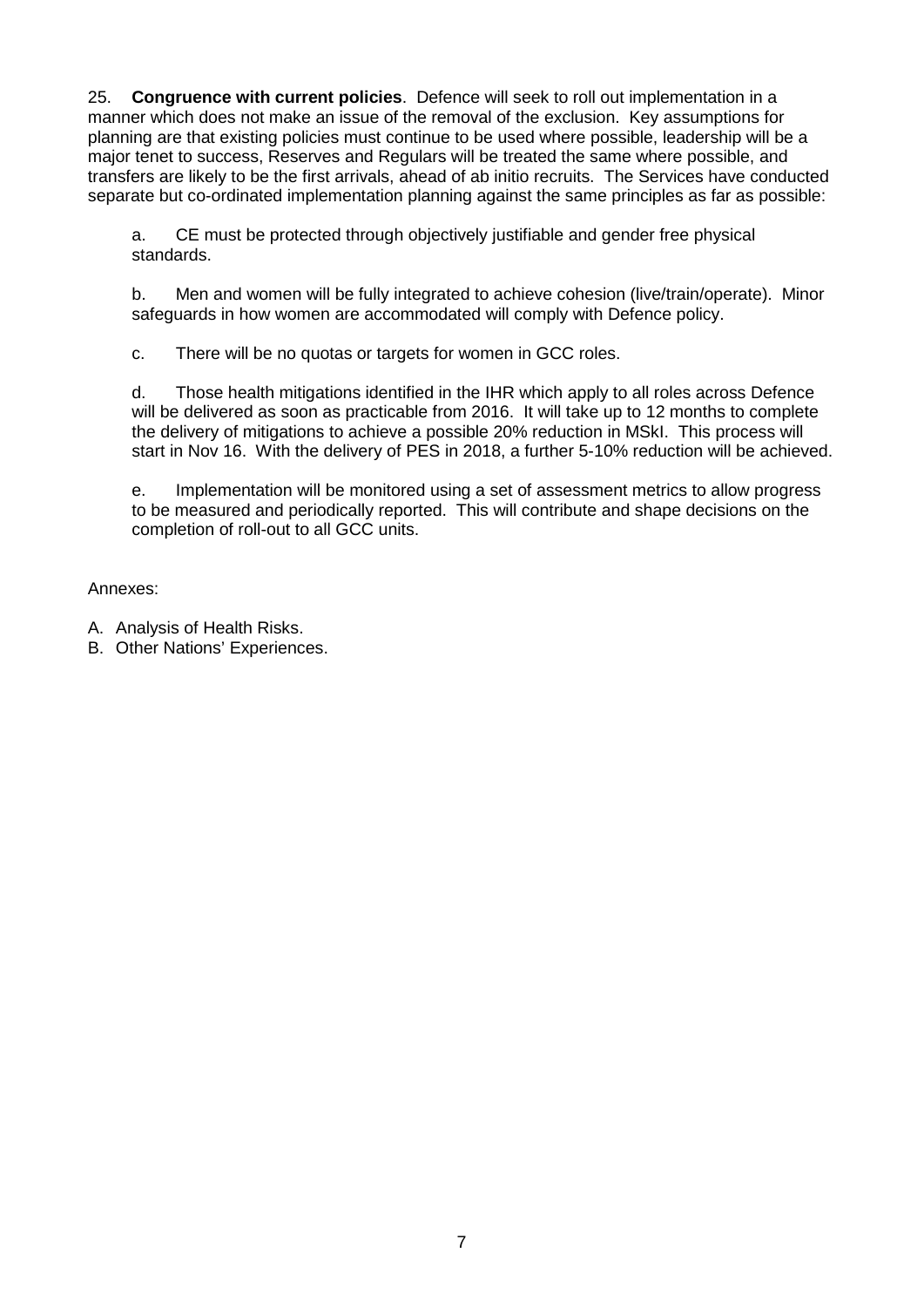25. **Congruence with current policies**. Defence will seek to roll out implementation in a manner which does not make an issue of the removal of the exclusion. Key assumptions for planning are that existing policies must continue to be used where possible, leadership will be a major tenet to success, Reserves and Regulars will be treated the same where possible, and transfers are likely to be the first arrivals, ahead of ab initio recruits. The Services have conducted separate but co-ordinated implementation planning against the same principles as far as possible:

a. CE must be protected through objectively justifiable and gender free physical standards.

b. Men and women will be fully integrated to achieve cohesion (live/train/operate). Minor safeguards in how women are accommodated will comply with Defence policy.

c. There will be no quotas or targets for women in GCC roles.

d. Those health mitigations identified in the IHR which apply to all roles across Defence will be delivered as soon as practicable from 2016. It will take up to 12 months to complete the delivery of mitigations to achieve a possible 20% reduction in MSkI. This process will start in Nov 16. With the delivery of PES in 2018, a further 5-10% reduction will be achieved.

e. Implementation will be monitored using a set of assessment metrics to allow progress to be measured and periodically reported. This will contribute and shape decisions on the completion of roll-out to all GCC units.

Annexes:

A. Analysis of Health Risks.
B. Other Nations' Experiences.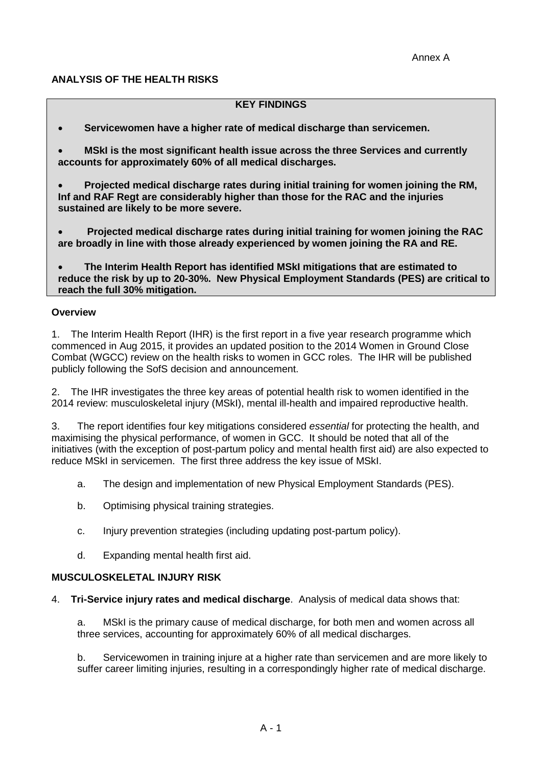Annex A

**ANALYSIS OF THE HEALTH RISKS**

**KEY FINDINGS**

- **Servicewomen have a higher rate of medical discharge than servicemen.**
- **MSkI is the most significant health issue across the three Services and currently accounts for approximately 60% of all medical discharges.**
- **Projected medical discharge rates during initial training for women joining the RM, Inf and RAF Regt are considerably higher than those for the RAC and the injuries sustained are likely to be more severe.**
- **Projected medical discharge rates during initial training for women joining the RAC are broadly in line with those already experienced by women joining the RA and RE.**
- **The Interim Health Report has identified MSkI mitigations that are estimated to reduce the risk by up to 20-30%. New Physical Employment Standards (PES) are critical to reach the full 30% mitigation.**

**Overview**

1. The Interim Health Report (IHR) is the first report in a five year research programme which commenced in Aug 2015, it provides an updated position to the 2014 Women in Ground Close Combat (WGCC) review on the health risks to women in GCC roles. The IHR will be published publicly following the SofS decision and announcement.

2. The IHR investigates the three key areas of potential health risk to women identified in the 2014 review: musculoskeletal injury (MSkI), mental ill-health and impaired reproductive health.

3. The report identifies four key mitigations considered *essential* for protecting the health, and maximising the physical performance, of women in GCC. It should be noted that all of the initiatives (with the exception of post-partum policy and mental health first aid) are also expected to reduce MSkI in servicemen. The first three address the key issue of MSkI.

   a. The design and implementation of new Physical Employment Standards (PES).

   b. Optimising physical training strategies.

   c. Injury prevention strategies (including updating post-partum policy).

   d. Expanding mental health first aid.

**MUSCULOSKELETAL INJURY RISK**

4. **Tri-Service injury rates and medical discharge**. Analysis of medical data shows that:

   a. MSkI is the primary cause of medical discharge, for both men and women across all three services, accounting for approximately 60% of all medical discharges.

   b. Servicewomen in training injure at a higher rate than servicemen and are more likely to suffer career limiting injuries, resulting in a correspondingly higher rate of medical discharge.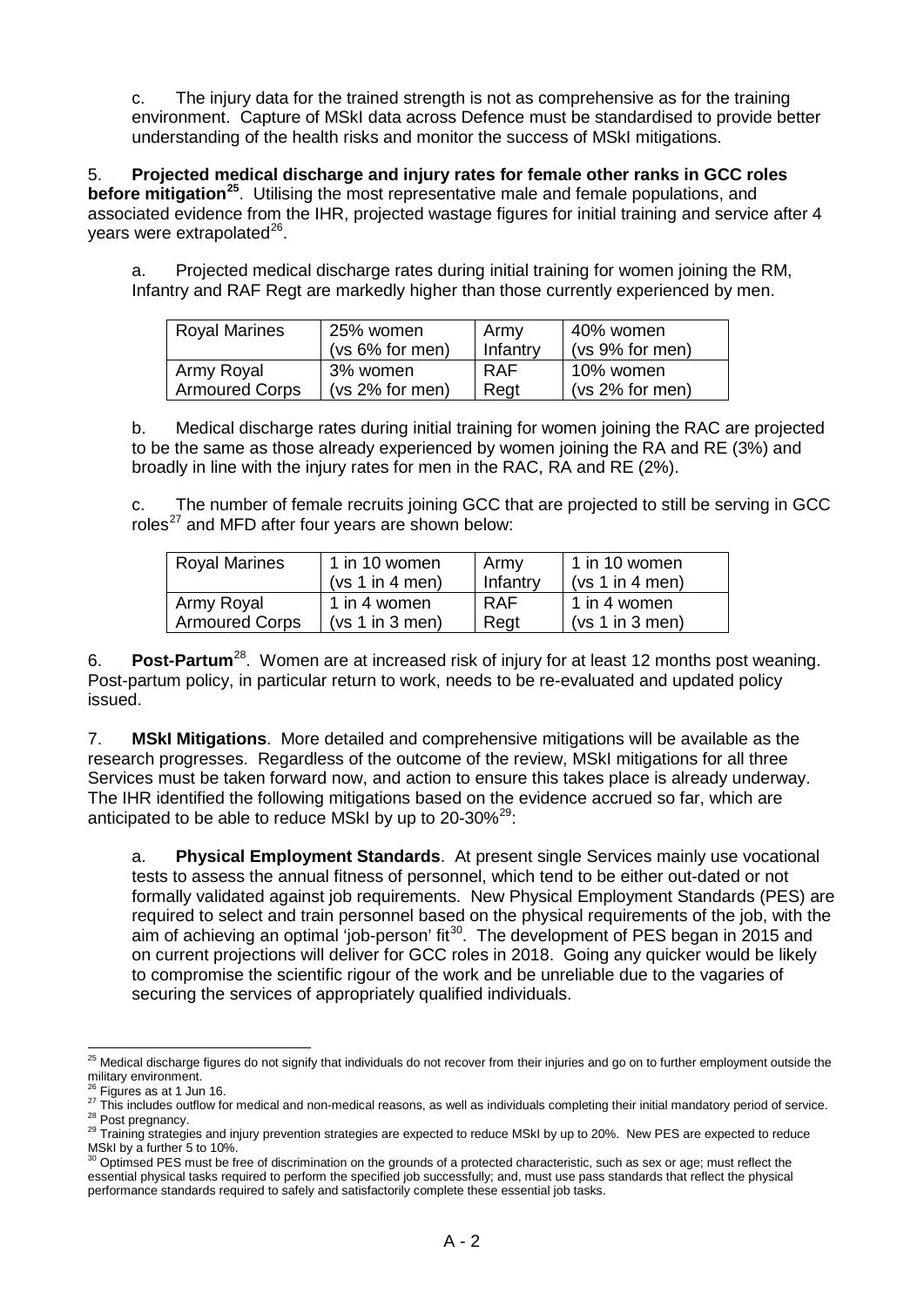c. The injury data for the trained strength is not as comprehensive as for the training environment. Capture of MSkI data across Defence must be standardised to provide better understanding of the health risks and monitor the success of MSkI mitigations.

5. **Projected medical discharge and injury rates for female other ranks in GCC roles before mitigation[25]**. Utilising the most representative male and female populations, and associated evidence from the IHR, projected wastage figures for initial training and service after 4 years were extrapolated[26].

a. Projected medical discharge rates during initial training for women joining the RM, Infantry and RAF Regt are markedly higher than those currently experienced by men.

| Royal Marines | 25% women (vs 6% for men) | Army Infantry | 40% women (vs 9% for men) |
|---|---|---|---|
| Army Royal Armoured Corps | 3% women (vs 2% for men) | RAF Regt | 10% women (vs 2% for men) |

b. Medical discharge rates during initial training for women joining the RAC are projected to be the same as those already experienced by women joining the RA and RE (3%) and broadly in line with the injury rates for men in the RAC, RA and RE (2%).

c. The number of female recruits joining GCC that are projected to still be serving in GCC roles[27] and MFD after four years are shown below:

| Royal Marines | 1 in 10 women (vs 1 in 4 men) | Army Infantry | 1 in 10 women (vs 1 in 4 men) |
|---|---|---|---|
| Army Royal Armoured Corps | 1 in 4 women (vs 1 in 3 men) | RAF Regt | 1 in 4 women (vs 1 in 3 men) |

6. **Post-Partum**[28]. Women are at increased risk of injury for at least 12 months post weaning. Post-partum policy, in particular return to work, needs to be re-evaluated and updated policy issued.

7. **MSkI Mitigations**. More detailed and comprehensive mitigations will be available as the research progresses. Regardless of the outcome of the review, MSkI mitigations for all three Services must be taken forward now, and action to ensure this takes place is already underway. The IHR identified the following mitigations based on the evidence accrued so far, which are anticipated to be able to reduce MSkI by up to 20-30%[29]:

a. **Physical Employment Standards**. At present single Services mainly use vocational tests to assess the annual fitness of personnel, which tend to be either out-dated or not formally validated against job requirements. New Physical Employment Standards (PES) are required to select and train personnel based on the physical requirements of the job, with the aim of achieving an optimal 'job-person' fit[30]. The development of PES began in 2015 and on current projections will deliver for GCC roles in 2018. Going any quicker would be likely to compromise the scientific rigour of the work and be unreliable due to the vagaries of securing the services of appropriately qualified individuals.

---

[25] Medical discharge figures do not signify that individuals do not recover from their injuries and go on to further employment outside the military environment.

[26] Figures as at 1 Jun 16.

[27] This includes outflow for medical and non-medical reasons, as well as individuals completing their initial mandatory period of service.

[28] Post pregnancy.

[29] Training strategies and injury prevention strategies are expected to reduce MSkI by up to 20%. New PES are expected to reduce MSkI by a further 5 to 10%.

[30] Optimsed PES must be free of discrimination on the grounds of a protected characteristic, such as sex or age; must reflect the essential physical tasks required to perform the specified job successfully; and, must use pass standards that reflect the physical performance standards required to safely and satisfactorily complete these essential job tasks.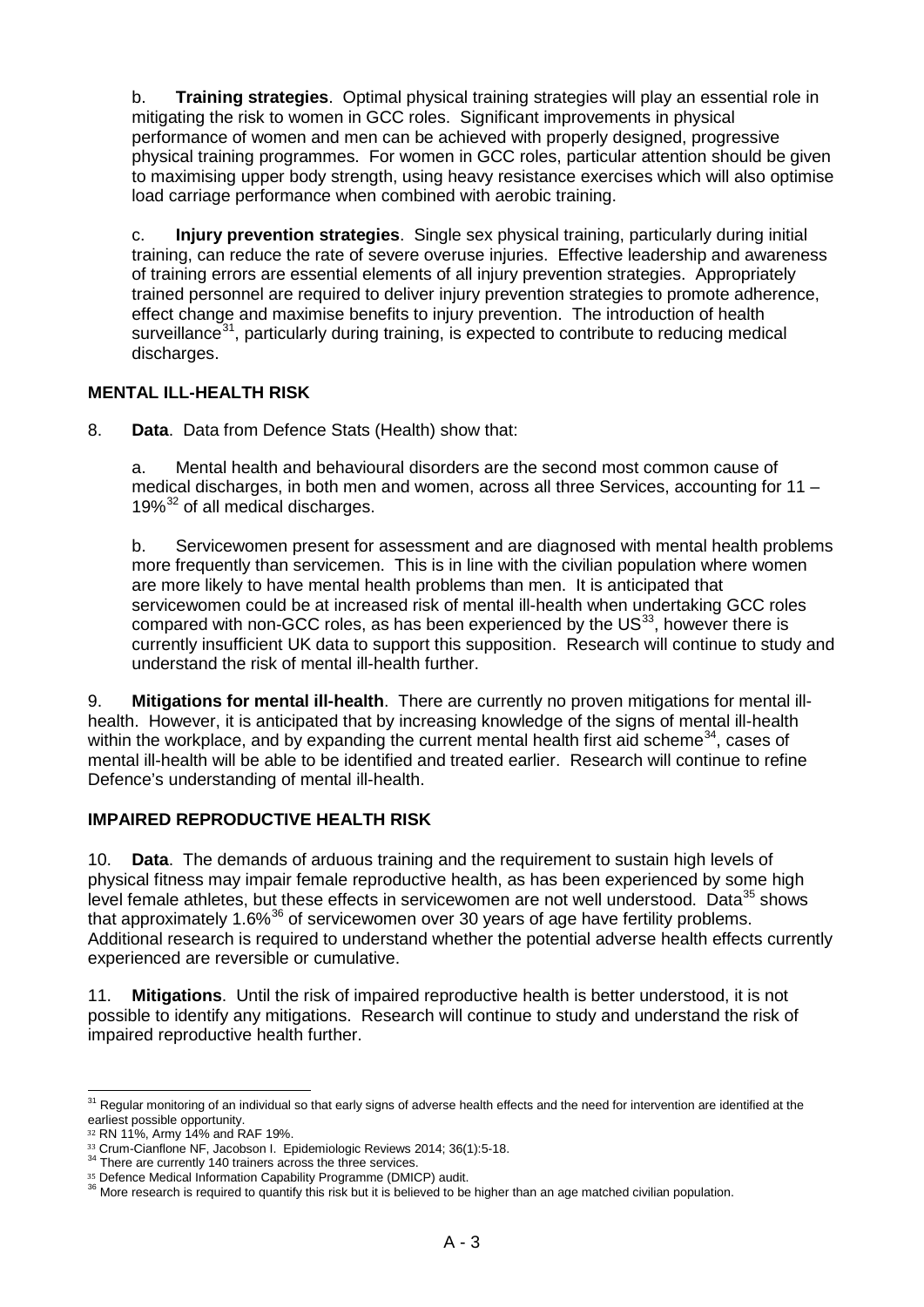b. **Training strategies**. Optimal physical training strategies will play an essential role in mitigating the risk to women in GCC roles. Significant improvements in physical performance of women and men can be achieved with properly designed, progressive physical training programmes. For women in GCC roles, particular attention should be given to maximising upper body strength, using heavy resistance exercises which will also optimise load carriage performance when combined with aerobic training.

c. **Injury prevention strategies**. Single sex physical training, particularly during initial training, can reduce the rate of severe overuse injuries. Effective leadership and awareness of training errors are essential elements of all injury prevention strategies. Appropriately trained personnel are required to deliver injury prevention strategies to promote adherence, effect change and maximise benefits to injury prevention. The introduction of health surveillance[31], particularly during training, is expected to contribute to reducing medical discharges.

## MENTAL ILL-HEALTH RISK

8. **Data**. Data from Defence Stats (Health) show that:

a. Mental health and behavioural disorders are the second most common cause of medical discharges, in both men and women, across all three Services, accounting for 11 – 19%[32] of all medical discharges.

b. Servicewomen present for assessment and are diagnosed with mental health problems more frequently than servicemen. This is in line with the civilian population where women are more likely to have mental health problems than men. It is anticipated that servicewomen could be at increased risk of mental ill-health when undertaking GCC roles compared with non-GCC roles, as has been experienced by the US[33], however there is currently insufficient UK data to support this supposition. Research will continue to study and understand the risk of mental ill-health further.

9. **Mitigations for mental ill-health**. There are currently no proven mitigations for mental ill-health. However, it is anticipated that by increasing knowledge of the signs of mental ill-health within the workplace, and by expanding the current mental health first aid scheme[34], cases of mental ill-health will be able to be identified and treated earlier. Research will continue to refine Defence's understanding of mental ill-health.

## IMPAIRED REPRODUCTIVE HEALTH RISK

10. **Data**. The demands of arduous training and the requirement to sustain high levels of physical fitness may impair female reproductive health, as has been experienced by some high level female athletes, but these effects in servicewomen are not well understood. Data[35] shows that approximately 1.6%[36] of servicewomen over 30 years of age have fertility problems. Additional research is required to understand whether the potential adverse health effects currently experienced are reversible or cumulative.

11. **Mitigations**. Until the risk of impaired reproductive health is better understood, it is not possible to identify any mitigations. Research will continue to study and understand the risk of impaired reproductive health further.

---

[31] Regular monitoring of an individual so that early signs of adverse health effects and the need for intervention are identified at the earliest possible opportunity.

[32] RN 11%, Army 14% and RAF 19%.

[33] Crum-Cianflone NF, Jacobson I. Epidemiologic Reviews 2014; 36(1):5-18.

[34] There are currently 140 trainers across the three services.

[35] Defence Medical Information Capability Programme (DMICP) audit.

[36] More research is required to quantify this risk but it is believed to be higher than an age matched civilian population.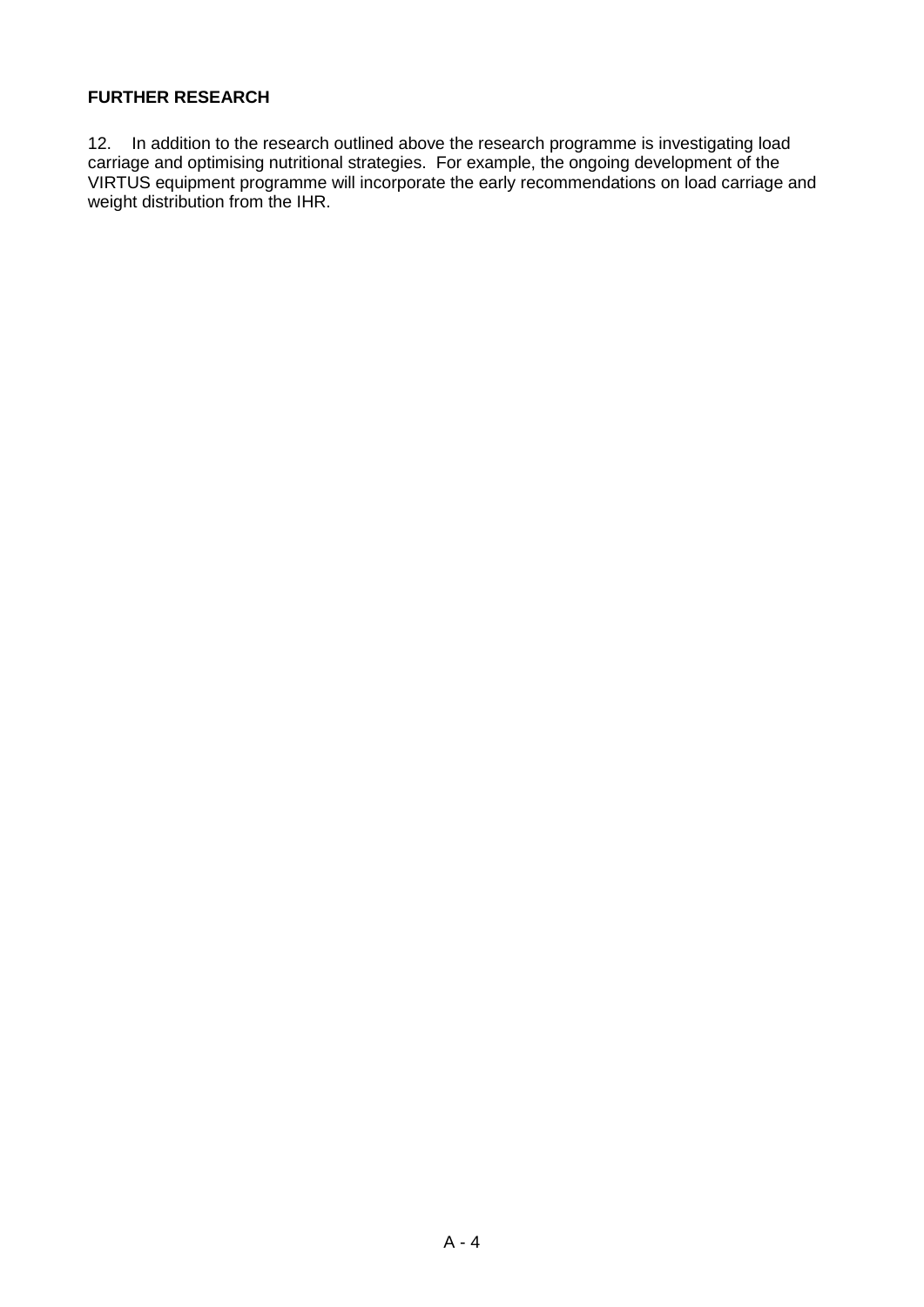**FURTHER RESEARCH**

12. In addition to the research outlined above the research programme is investigating load carriage and optimising nutritional strategies. For example, the ongoing development of the VIRTUS equipment programme will incorporate the early recommendations on load carriage and weight distribution from the IHR.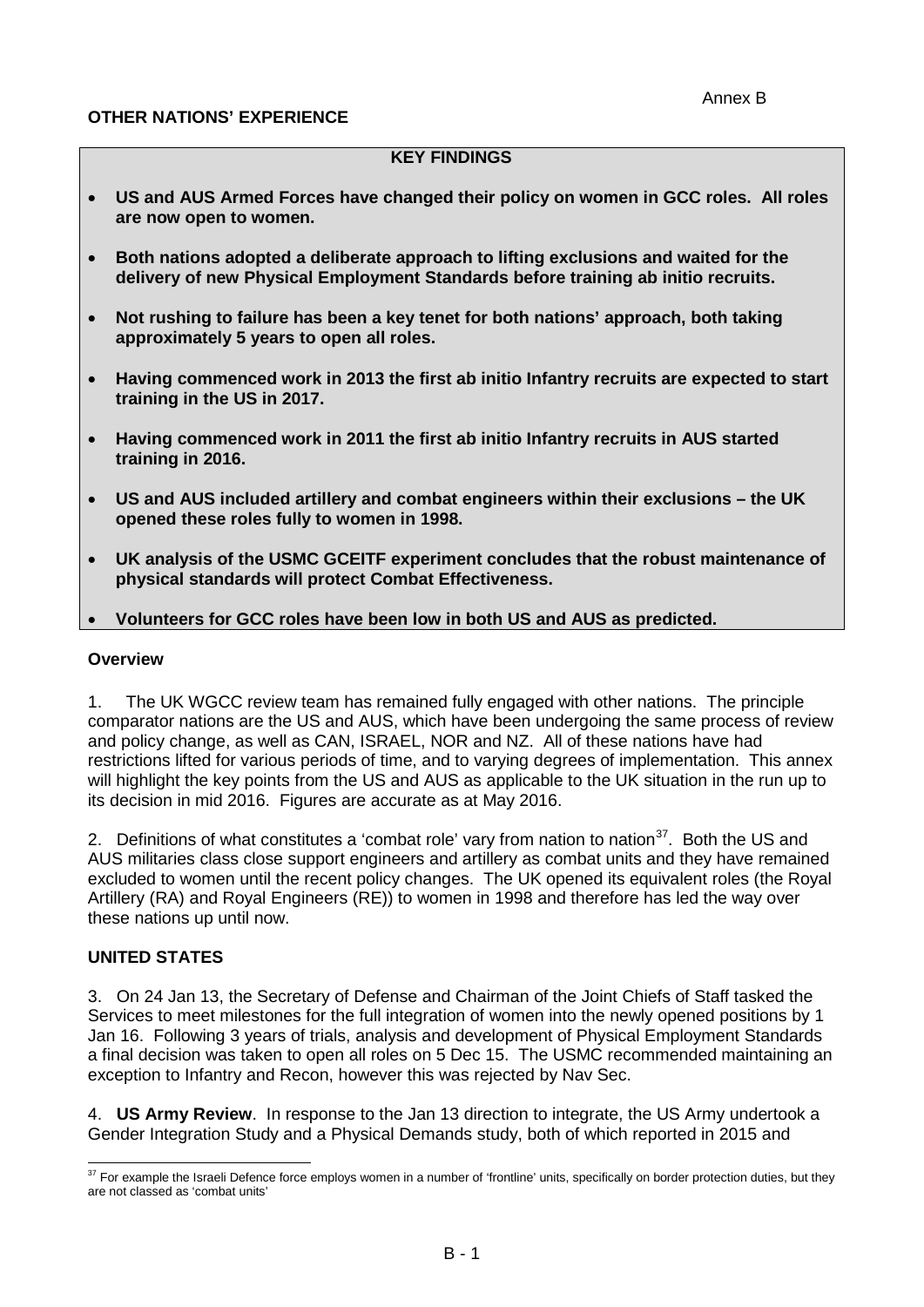Annex B

**OTHER NATIONS' EXPERIENCE**

**KEY FINDINGS**

- **US and AUS Armed Forces have changed their policy on women in GCC roles. All roles are now open to women.**
- **Both nations adopted a deliberate approach to lifting exclusions and waited for the delivery of new Physical Employment Standards before training ab initio recruits.**
- **Not rushing to failure has been a key tenet for both nations' approach, both taking approximately 5 years to open all roles.**
- **Having commenced work in 2013 the first ab initio Infantry recruits are expected to start training in the US in 2017.**
- **Having commenced work in 2011 the first ab initio Infantry recruits in AUS started training in 2016.**
- **US and AUS included artillery and combat engineers within their exclusions – the UK opened these roles fully to women in 1998.**
- **UK analysis of the USMC GCEITF experiment concludes that the robust maintenance of physical standards will protect Combat Effectiveness.**
- **Volunteers for GCC roles have been low in both US and AUS as predicted.**

**Overview**

1. The UK WGCC review team has remained fully engaged with other nations. The principle comparator nations are the US and AUS, which have been undergoing the same process of review and policy change, as well as CAN, ISRAEL, NOR and NZ. All of these nations have had restrictions lifted for various periods of time, and to varying degrees of implementation. This annex will highlight the key points from the US and AUS as applicable to the UK situation in the run up to its decision in mid 2016. Figures are accurate as at May 2016.

2. Definitions of what constitutes a 'combat role' vary from nation to nation[37]. Both the US and AUS militaries class close support engineers and artillery as combat units and they have remained excluded to women until the recent policy changes. The UK opened its equivalent roles (the Royal Artillery (RA) and Royal Engineers (RE)) to women in 1998 and therefore has led the way over these nations up until now.

**UNITED STATES**

3. On 24 Jan 13, the Secretary of Defense and Chairman of the Joint Chiefs of Staff tasked the Services to meet milestones for the full integration of women into the newly opened positions by 1 Jan 16. Following 3 years of trials, analysis and development of Physical Employment Standards a final decision was taken to open all roles on 5 Dec 15. The USMC recommended maintaining an exception to Infantry and Recon, however this was rejected by Nav Sec.

4. **US Army Review**. In response to the Jan 13 direction to integrate, the US Army undertook a Gender Integration Study and a Physical Demands study, both of which reported in 2015 and

[37] For example the Israeli Defence force employs women in a number of 'frontline' units, specifically on border protection duties, but they are not classed as 'combat units'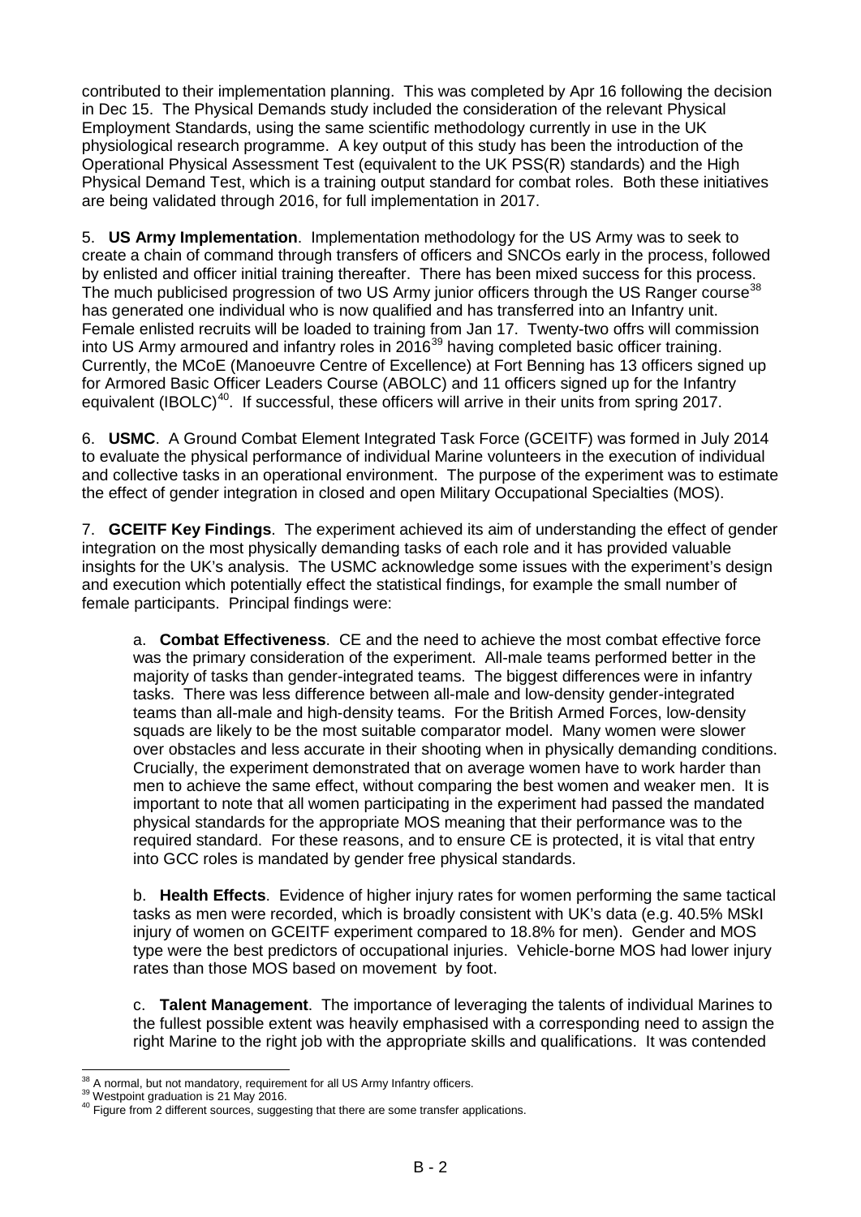contributed to their implementation planning. This was completed by Apr 16 following the decision in Dec 15. The Physical Demands study included the consideration of the relevant Physical Employment Standards, using the same scientific methodology currently in use in the UK physiological research programme. A key output of this study has been the introduction of the Operational Physical Assessment Test (equivalent to the UK PSS(R) standards) and the High Physical Demand Test, which is a training output standard for combat roles. Both these initiatives are being validated through 2016, for full implementation in 2017.

5. **US Army Implementation**. Implementation methodology for the US Army was to seek to create a chain of command through transfers of officers and SNCOs early in the process, followed by enlisted and officer initial training thereafter. There has been mixed success for this process. The much publicised progression of two US Army junior officers through the US Ranger course[38] has generated one individual who is now qualified and has transferred into an Infantry unit. Female enlisted recruits will be loaded to training from Jan 17. Twenty-two offrs will commission into US Army armoured and infantry roles in 2016[39] having completed basic officer training. Currently, the MCoE (Manoeuvre Centre of Excellence) at Fort Benning has 13 officers signed up for Armored Basic Officer Leaders Course (ABOLC) and 11 officers signed up for the Infantry equivalent (IBOLC)[40]. If successful, these officers will arrive in their units from spring 2017.

6. **USMC**. A Ground Combat Element Integrated Task Force (GCEITF) was formed in July 2014 to evaluate the physical performance of individual Marine volunteers in the execution of individual and collective tasks in an operational environment. The purpose of the experiment was to estimate the effect of gender integration in closed and open Military Occupational Specialties (MOS).

7. **GCEITF Key Findings**. The experiment achieved its aim of understanding the effect of gender integration on the most physically demanding tasks of each role and it has provided valuable insights for the UK's analysis. The USMC acknowledge some issues with the experiment's design and execution which potentially effect the statistical findings, for example the small number of female participants. Principal findings were:

a. **Combat Effectiveness**. CE and the need to achieve the most combat effective force was the primary consideration of the experiment. All-male teams performed better in the majority of tasks than gender-integrated teams. The biggest differences were in infantry tasks. There was less difference between all-male and low-density gender-integrated teams than all-male and high-density teams. For the British Armed Forces, low-density squads are likely to be the most suitable comparator model. Many women were slower over obstacles and less accurate in their shooting when in physically demanding conditions. Crucially, the experiment demonstrated that on average women have to work harder than men to achieve the same effect, without comparing the best women and weaker men. It is important to note that all women participating in the experiment had passed the mandated physical standards for the appropriate MOS meaning that their performance was to the required standard. For these reasons, and to ensure CE is protected, it is vital that entry into GCC roles is mandated by gender free physical standards.

b. **Health Effects**. Evidence of higher injury rates for women performing the same tactical tasks as men were recorded, which is broadly consistent with UK's data (e.g. 40.5% MSkI injury of women on GCEITF experiment compared to 18.8% for men). Gender and MOS type were the best predictors of occupational injuries. Vehicle-borne MOS had lower injury rates than those MOS based on movement by foot.

c. **Talent Management**. The importance of leveraging the talents of individual Marines to the fullest possible extent was heavily emphasised with a corresponding need to assign the right Marine to the right job with the appropriate skills and qualifications. It was contended

---

[38] A normal, but not mandatory, requirement for all US Army Infantry officers.

[39] Westpoint graduation is 21 May 2016.

[40] Figure from 2 different sources, suggesting that there are some transfer applications.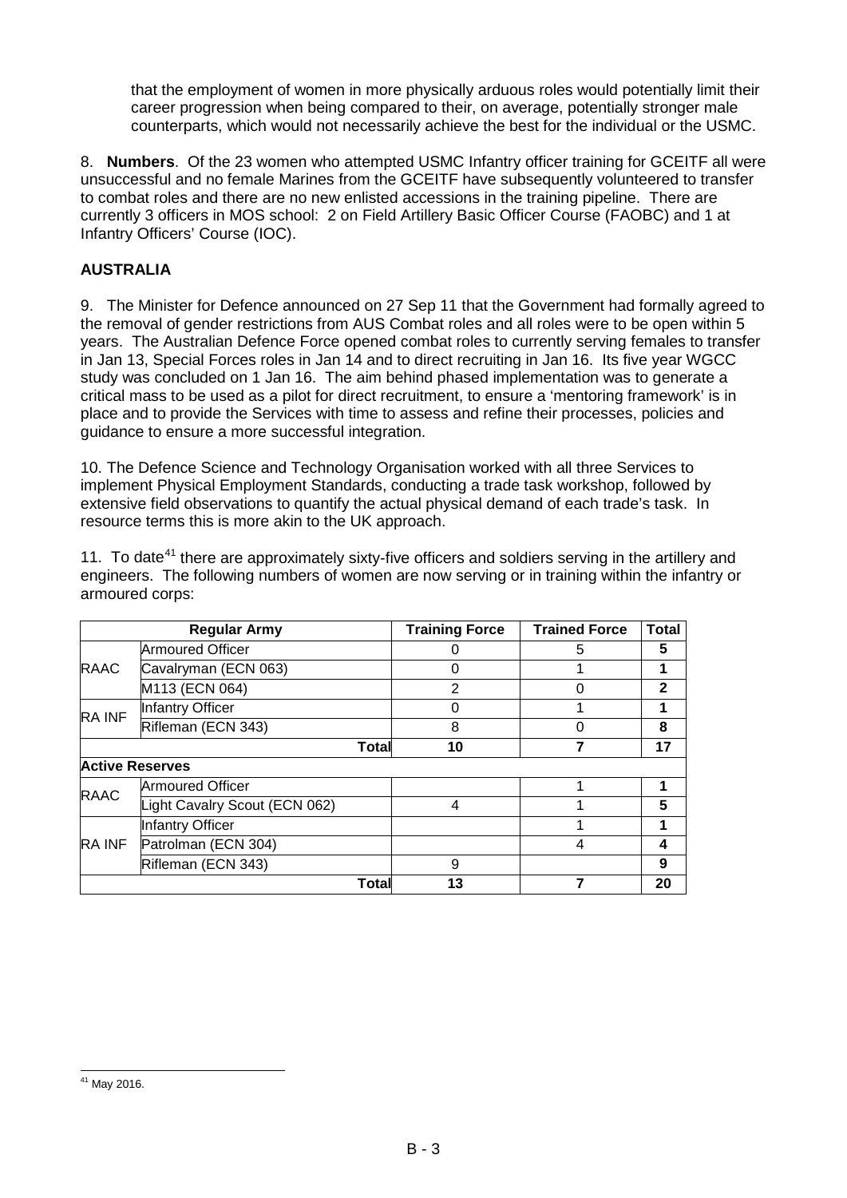that the employment of women in more physically arduous roles would potentially limit their career progression when being compared to their, on average, potentially stronger male counterparts, which would not necessarily achieve the best for the individual or the USMC.

8. **Numbers**. Of the 23 women who attempted USMC Infantry officer training for GCEITF all were unsuccessful and no female Marines from the GCEITF have subsequently volunteered to transfer to combat roles and there are no new enlisted accessions in the training pipeline. There are currently 3 officers in MOS school: 2 on Field Artillery Basic Officer Course (FAOBC) and 1 at Infantry Officers' Course (IOC).

**AUSTRALIA**

9. The Minister for Defence announced on 27 Sep 11 that the Government had formally agreed to the removal of gender restrictions from AUS Combat roles and all roles were to be open within 5 years. The Australian Defence Force opened combat roles to currently serving females to transfer in Jan 13, Special Forces roles in Jan 14 and to direct recruiting in Jan 16. Its five year WGCC study was concluded on 1 Jan 16. The aim behind phased implementation was to generate a critical mass to be used as a pilot for direct recruitment, to ensure a 'mentoring framework' is in place and to provide the Services with time to assess and refine their processes, policies and guidance to ensure a more successful integration.

10. The Defence Science and Technology Organisation worked with all three Services to implement Physical Employment Standards, conducting a trade task workshop, followed by extensive field observations to quantify the actual physical demand of each trade's task. In resource terms this is more akin to the UK approach.

11. To date[41] there are approximately sixty-five officers and soldiers serving in the artillery and engineers. The following numbers of women are now serving or in training within the infantry or armoured corps:

| Regular Army | | Training Force | Trained Force | Total |
|---|---|---|---|---|
| RAAC | Armoured Officer | 0 | 5 | **5** |
| | Cavalryman (ECN 063) | 0 | 1 | **1** |
| | M113 (ECN 064) | 2 | 0 | **2** |
| RA INF | Infantry Officer | 0 | 1 | **1** |
| | Rifleman (ECN 343) | 8 | 0 | **8** |
| | **Total** | **10** | **7** | **17** |
| **Active Reserves** | | | | |
| RAAC | Armoured Officer | | 1 | **1** |
| | Light Cavalry Scout (ECN 062) | 4 | 1 | **5** |
| RA INF | Infantry Officer | | 1 | **1** |
| | Patrolman (ECN 304) | | 4 | **4** |
| | Rifleman (ECN 343) | 9 | | **9** |
| | **Total** | **13** | **7** | **20** |

[41] May 2016.